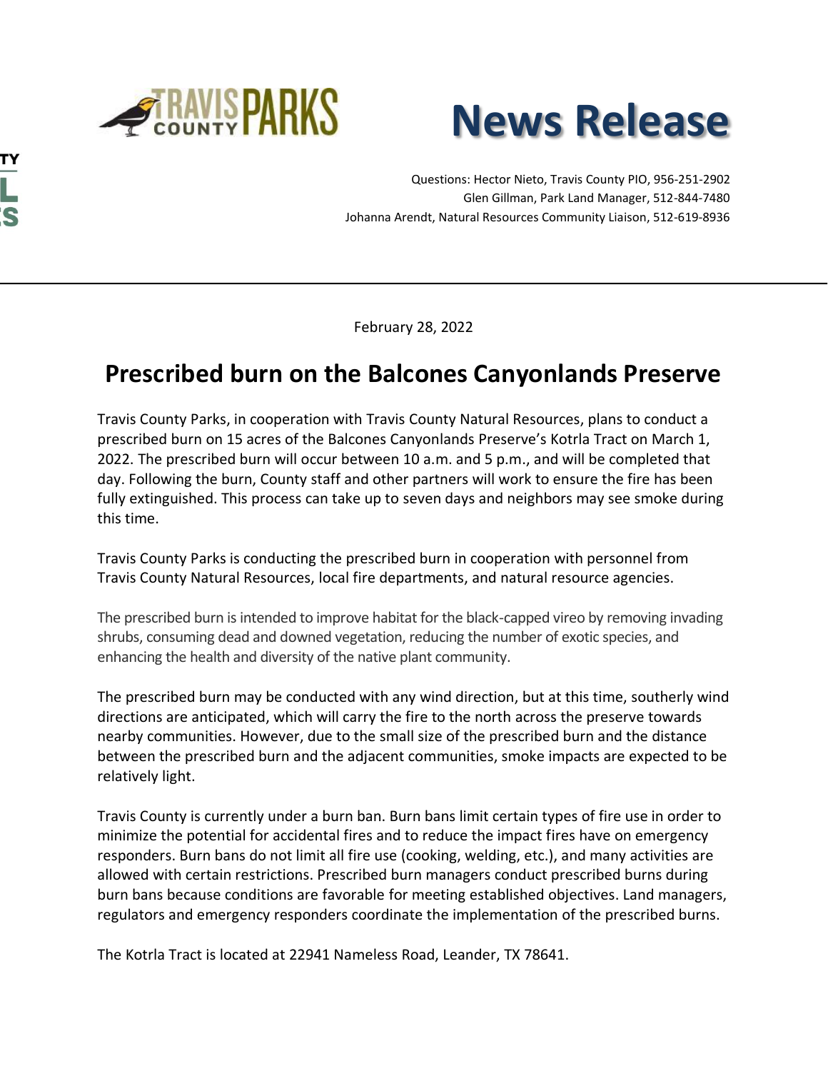TRAVIS COUNTY PARKS

# News Release

Questions: Hector Nieto, Travis County PIO, 956-251-2902
Glen Gillman, Park Land Manager, 512-844-7480
Johanna Arendt, Natural Resources Community Liaison, 512-619-8936

February 28, 2022

## Prescribed burn on the Balcones Canyonlands Preserve

Travis County Parks, in cooperation with Travis County Natural Resources, plans to conduct a prescribed burn on 15 acres of the Balcones Canyonlands Preserve's Kotrla Tract on March 1, 2022. The prescribed burn will occur between 10 a.m. and 5 p.m., and will be completed that day. Following the burn, County staff and other partners will work to ensure the fire has been fully extinguished. This process can take up to seven days and neighbors may see smoke during this time.

Travis County Parks is conducting the prescribed burn in cooperation with personnel from Travis County Natural Resources, local fire departments, and natural resource agencies.

The prescribed burn is intended to improve habitat for the black-capped vireo by removing invading shrubs, consuming dead and downed vegetation, reducing the number of exotic species, and enhancing the health and diversity of the native plant community.

The prescribed burn may be conducted with any wind direction, but at this time, southerly wind directions are anticipated, which will carry the fire to the north across the preserve towards nearby communities. However, due to the small size of the prescribed burn and the distance between the prescribed burn and the adjacent communities, smoke impacts are expected to be relatively light.

Travis County is currently under a burn ban. Burn bans limit certain types of fire use in order to minimize the potential for accidental fires and to reduce the impact fires have on emergency responders. Burn bans do not limit all fire use (cooking, welding, etc.), and many activities are allowed with certain restrictions. Prescribed burn managers conduct prescribed burns during burn bans because conditions are favorable for meeting established objectives. Land managers, regulators and emergency responders coordinate the implementation of the prescribed burns.

The Kotrla Tract is located at 22941 Nameless Road, Leander, TX 78641.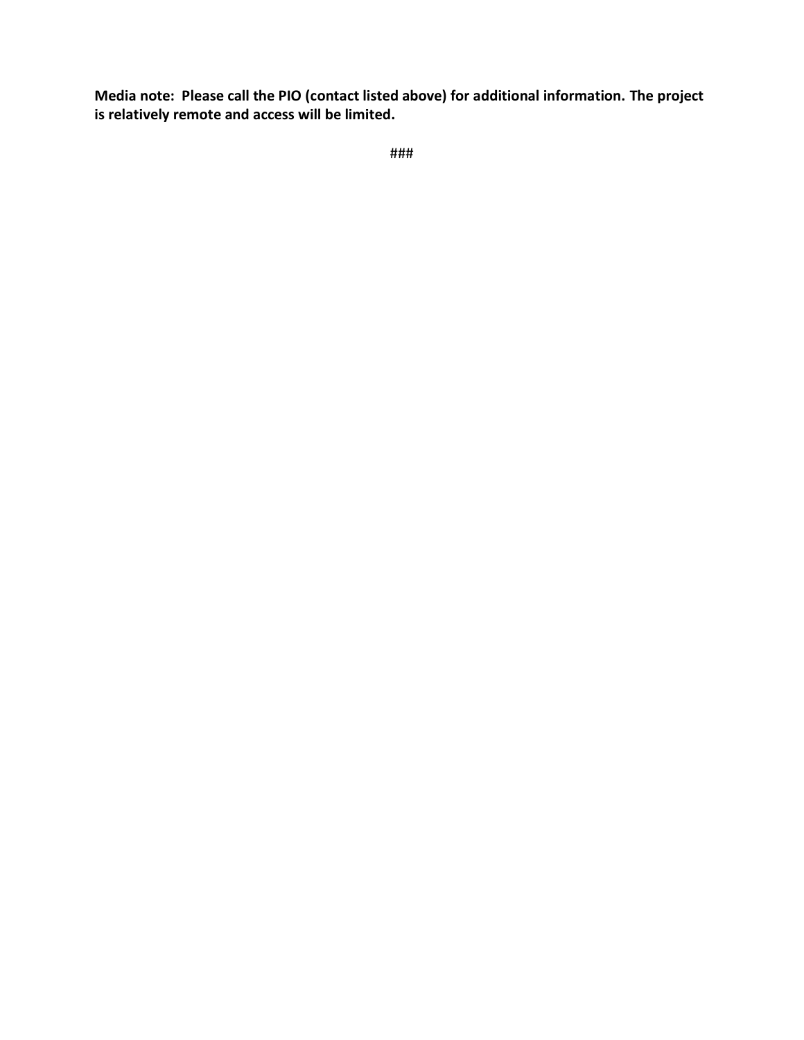**Media note: Please call the PIO (contact listed above) for additional information. The project is relatively remote and access will be limited.**

###